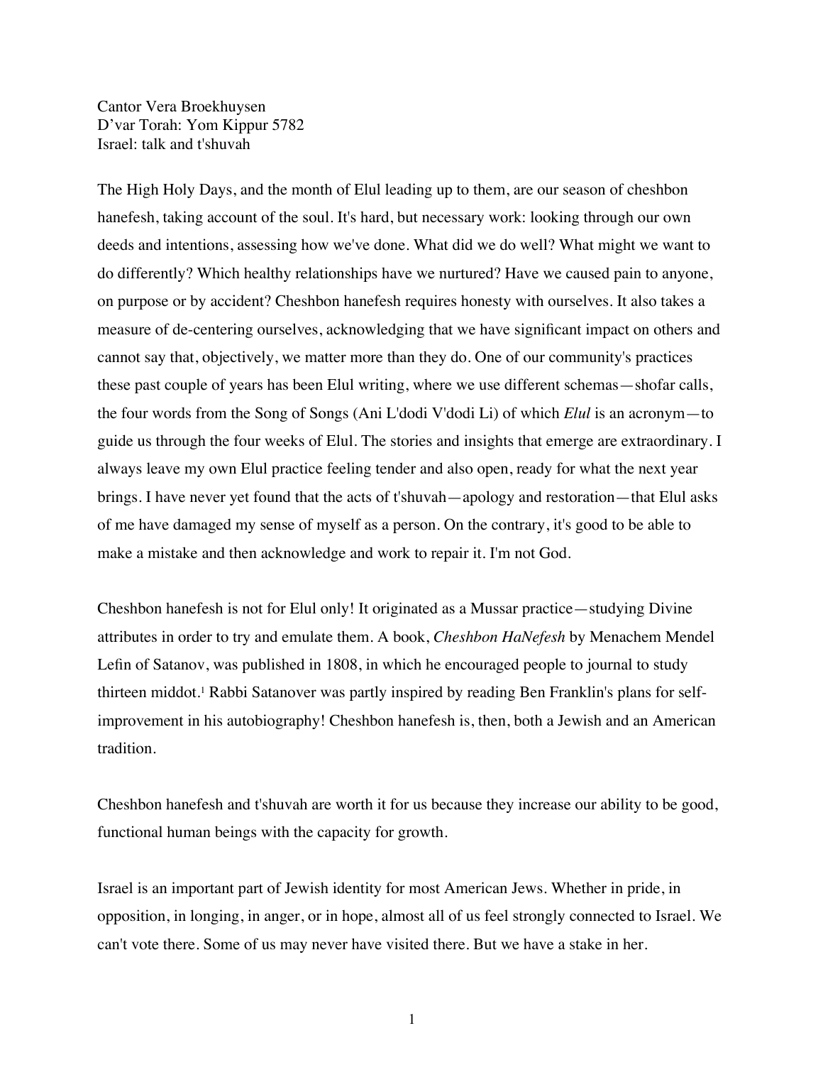Cantor Vera Broekhuysen
D'var Torah: Yom Kippur 5782
Israel: talk and t'shuvah

The High Holy Days, and the month of Elul leading up to them, are our season of cheshbon hanefesh, taking account of the soul. It's hard, but necessary work: looking through our own deeds and intentions, assessing how we've done. What did we do well? What might we want to do differently? Which healthy relationships have we nurtured? Have we caused pain to anyone, on purpose or by accident? Cheshbon hanefesh requires honesty with ourselves. It also takes a measure of de-centering ourselves, acknowledging that we have significant impact on others and cannot say that, objectively, we matter more than they do. One of our community's practices these past couple of years has been Elul writing, where we use different schemas—shofar calls, the four words from the Song of Songs (Ani L'dodi V'dodi Li) of which *Elul* is an acronym—to guide us through the four weeks of Elul. The stories and insights that emerge are extraordinary. I always leave my own Elul practice feeling tender and also open, ready for what the next year brings. I have never yet found that the acts of t'shuvah—apology and restoration—that Elul asks of me have damaged my sense of myself as a person. On the contrary, it's good to be able to make a mistake and then acknowledge and work to repair it. I'm not God.

Cheshbon hanefesh is not for Elul only! It originated as a Mussar practice—studying Divine attributes in order to try and emulate them. A book, *Cheshbon HaNefesh* by Menachem Mendel Lefin of Satanov, was published in 1808, in which he encouraged people to journal to study thirteen middot.[1] Rabbi Satanover was partly inspired by reading Ben Franklin's plans for self-improvement in his autobiography! Cheshbon hanefesh is, then, both a Jewish and an American tradition.

Cheshbon hanefesh and t'shuvah are worth it for us because they increase our ability to be good, functional human beings with the capacity for growth.

Israel is an important part of Jewish identity for most American Jews. Whether in pride, in opposition, in longing, in anger, or in hope, almost all of us feel strongly connected to Israel. We can't vote there. Some of us may never have visited there. But we have a stake in her.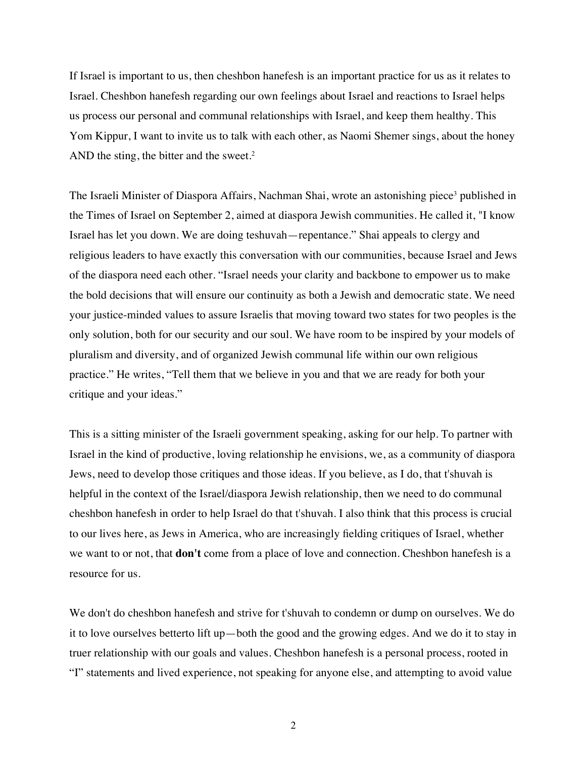If Israel is important to us, then cheshbon hanefesh is an important practice for us as it relates to Israel. Cheshbon hanefesh regarding our own feelings about Israel and reactions to Israel helps us process our personal and communal relationships with Israel, and keep them healthy. This Yom Kippur, I want to invite us to talk with each other, as Naomi Shemer sings, about the honey AND the sting, the bitter and the sweet.[2]

The Israeli Minister of Diaspora Affairs, Nachman Shai, wrote an astonishing piece[3] published in the Times of Israel on September 2, aimed at diaspora Jewish communities. He called it, "I know Israel has let you down. We are doing teshuvah—repentance." Shai appeals to clergy and religious leaders to have exactly this conversation with our communities, because Israel and Jews of the diaspora need each other. "Israel needs your clarity and backbone to empower us to make the bold decisions that will ensure our continuity as both a Jewish and democratic state. We need your justice-minded values to assure Israelis that moving toward two states for two peoples is the only solution, both for our security and our soul. We have room to be inspired by your models of pluralism and diversity, and of organized Jewish communal life within our own religious practice." He writes, "Tell them that we believe in you and that we are ready for both your critique and your ideas."

This is a sitting minister of the Israeli government speaking, asking for our help. To partner with Israel in the kind of productive, loving relationship he envisions, we, as a community of diaspora Jews, need to develop those critiques and those ideas. If you believe, as I do, that t'shuvah is helpful in the context of the Israel/diaspora Jewish relationship, then we need to do communal cheshbon hanefesh in order to help Israel do that t'shuvah. I also think that this process is crucial to our lives here, as Jews in America, who are increasingly fielding critiques of Israel, whether we want to or not, that **don't** come from a place of love and connection. Cheshbon hanefesh is a resource for us.

We don't do cheshbon hanefesh and strive for t'shuvah to condemn or dump on ourselves. We do it to love ourselves betterto lift up—both the good and the growing edges. And we do it to stay in truer relationship with our goals and values. Cheshbon hanefesh is a personal process, rooted in "I" statements and lived experience, not speaking for anyone else, and attempting to avoid value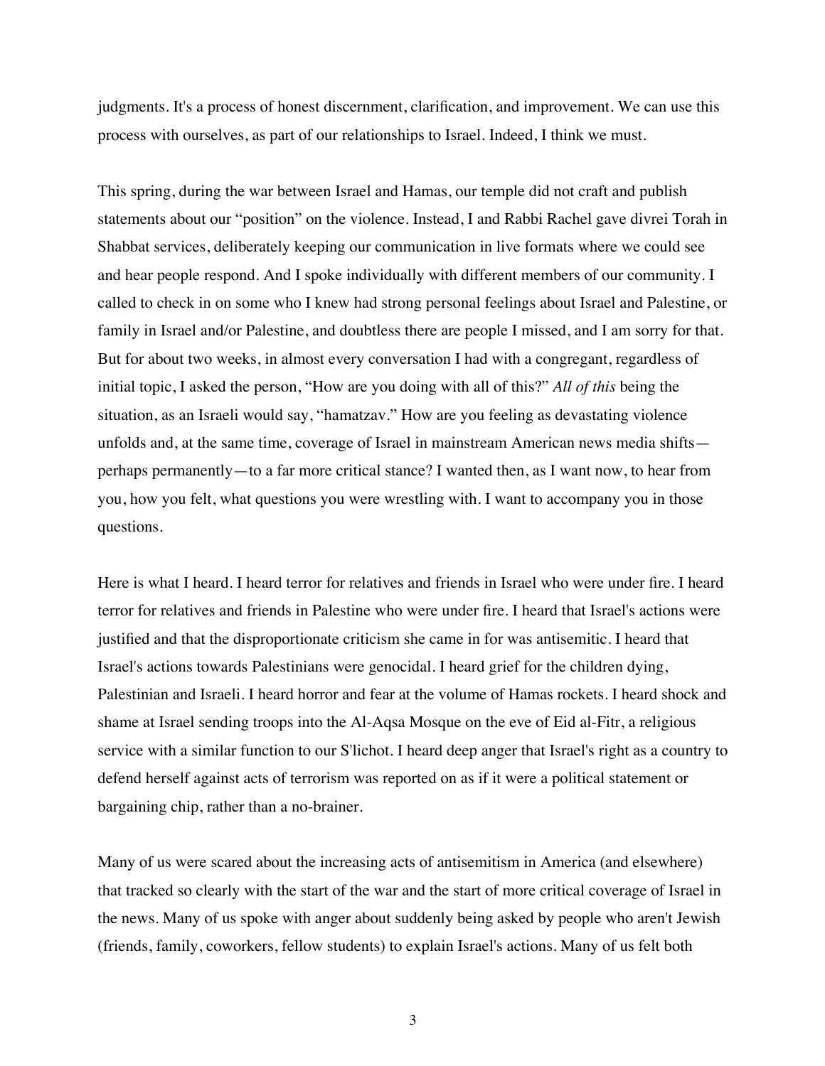judgments. It's a process of honest discernment, clarification, and improvement. We can use this process with ourselves, as part of our relationships to Israel. Indeed, I think we must.

This spring, during the war between Israel and Hamas, our temple did not craft and publish statements about our "position" on the violence. Instead, I and Rabbi Rachel gave divrei Torah in Shabbat services, deliberately keeping our communication in live formats where we could see and hear people respond. And I spoke individually with different members of our community. I called to check in on some who I knew had strong personal feelings about Israel and Palestine, or family in Israel and/or Palestine, and doubtless there are people I missed, and I am sorry for that. But for about two weeks, in almost every conversation I had with a congregant, regardless of initial topic, I asked the person, "How are you doing with all of this?" *All of this* being the situation, as an Israeli would say, "hamatzav." How are you feeling as devastating violence unfolds and, at the same time, coverage of Israel in mainstream American news media shifts—perhaps permanently—to a far more critical stance? I wanted then, as I want now, to hear from you, how you felt, what questions you were wrestling with. I want to accompany you in those questions.

Here is what I heard. I heard terror for relatives and friends in Israel who were under fire. I heard terror for relatives and friends in Palestine who were under fire. I heard that Israel's actions were justified and that the disproportionate criticism she came in for was antisemitic. I heard that Israel's actions towards Palestinians were genocidal. I heard grief for the children dying, Palestinian and Israeli. I heard horror and fear at the volume of Hamas rockets. I heard shock and shame at Israel sending troops into the Al-Aqsa Mosque on the eve of Eid al-Fitr, a religious service with a similar function to our S'lichot. I heard deep anger that Israel's right as a country to defend herself against acts of terrorism was reported on as if it were a political statement or bargaining chip, rather than a no-brainer.

Many of us were scared about the increasing acts of antisemitism in America (and elsewhere) that tracked so clearly with the start of the war and the start of more critical coverage of Israel in the news. Many of us spoke with anger about suddenly being asked by people who aren't Jewish (friends, family, coworkers, fellow students) to explain Israel's actions. Many of us felt both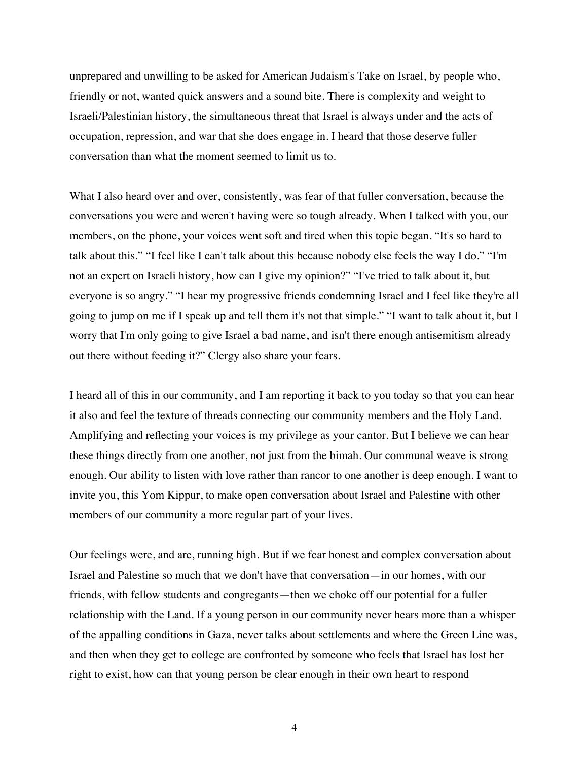unprepared and unwilling to be asked for American Judaism's Take on Israel, by people who, friendly or not, wanted quick answers and a sound bite. There is complexity and weight to Israeli/Palestinian history, the simultaneous threat that Israel is always under and the acts of occupation, repression, and war that she does engage in. I heard that those deserve fuller conversation than what the moment seemed to limit us to.

What I also heard over and over, consistently, was fear of that fuller conversation, because the conversations you were and weren't having were so tough already. When I talked with you, our members, on the phone, your voices went soft and tired when this topic began. "It's so hard to talk about this." "I feel like I can't talk about this because nobody else feels the way I do." "I'm not an expert on Israeli history, how can I give my opinion?" "I've tried to talk about it, but everyone is so angry." "I hear my progressive friends condemning Israel and I feel like they're all going to jump on me if I speak up and tell them it's not that simple." "I want to talk about it, but I worry that I'm only going to give Israel a bad name, and isn't there enough antisemitism already out there without feeding it?" Clergy also share your fears.

I heard all of this in our community, and I am reporting it back to you today so that you can hear it also and feel the texture of threads connecting our community members and the Holy Land. Amplifying and reflecting your voices is my privilege as your cantor. But I believe we can hear these things directly from one another, not just from the bimah. Our communal weave is strong enough. Our ability to listen with love rather than rancor to one another is deep enough. I want to invite you, this Yom Kippur, to make open conversation about Israel and Palestine with other members of our community a more regular part of your lives.

Our feelings were, and are, running high. But if we fear honest and complex conversation about Israel and Palestine so much that we don't have that conversation—in our homes, with our friends, with fellow students and congregants—then we choke off our potential for a fuller relationship with the Land. If a young person in our community never hears more than a whisper of the appalling conditions in Gaza, never talks about settlements and where the Green Line was, and then when they get to college are confronted by someone who feels that Israel has lost her right to exist, how can that young person be clear enough in their own heart to respond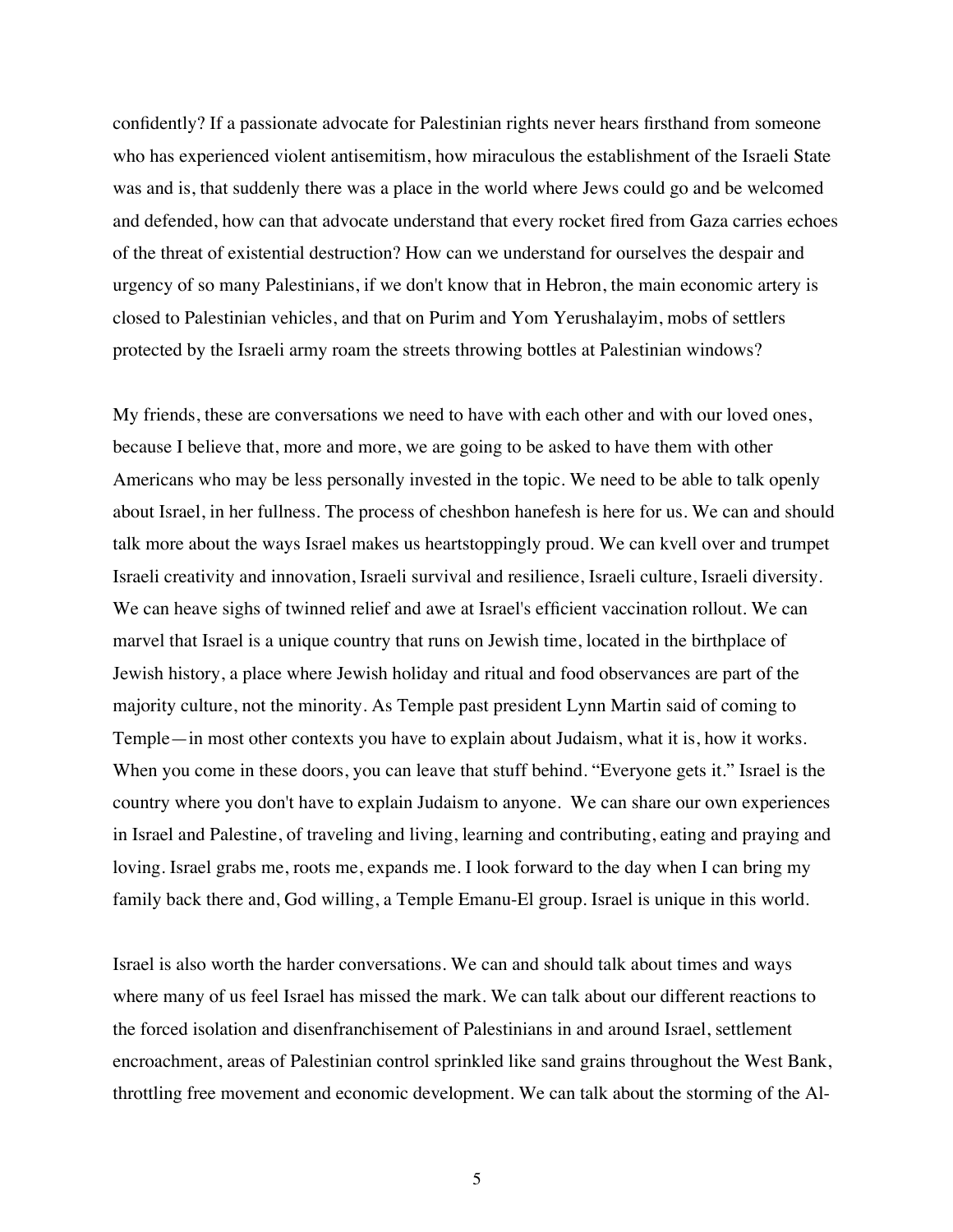confidently? If a passionate advocate for Palestinian rights never hears firsthand from someone who has experienced violent antisemitism, how miraculous the establishment of the Israeli State was and is, that suddenly there was a place in the world where Jews could go and be welcomed and defended, how can that advocate understand that every rocket fired from Gaza carries echoes of the threat of existential destruction? How can we understand for ourselves the despair and urgency of so many Palestinians, if we don't know that in Hebron, the main economic artery is closed to Palestinian vehicles, and that on Purim and Yom Yerushalayim, mobs of settlers protected by the Israeli army roam the streets throwing bottles at Palestinian windows?

My friends, these are conversations we need to have with each other and with our loved ones, because I believe that, more and more, we are going to be asked to have them with other Americans who may be less personally invested in the topic. We need to be able to talk openly about Israel, in her fullness. The process of cheshbon hanefesh is here for us. We can and should talk more about the ways Israel makes us heartstoppingly proud. We can kvell over and trumpet Israeli creativity and innovation, Israeli survival and resilience, Israeli culture, Israeli diversity. We can heave sighs of twinned relief and awe at Israel's efficient vaccination rollout. We can marvel that Israel is a unique country that runs on Jewish time, located in the birthplace of Jewish history, a place where Jewish holiday and ritual and food observances are part of the majority culture, not the minority. As Temple past president Lynn Martin said of coming to Temple—in most other contexts you have to explain about Judaism, what it is, how it works. When you come in these doors, you can leave that stuff behind. "Everyone gets it." Israel is the country where you don't have to explain Judaism to anyone. We can share our own experiences in Israel and Palestine, of traveling and living, learning and contributing, eating and praying and loving. Israel grabs me, roots me, expands me. I look forward to the day when I can bring my family back there and, God willing, a Temple Emanu-El group. Israel is unique in this world.

Israel is also worth the harder conversations. We can and should talk about times and ways where many of us feel Israel has missed the mark. We can talk about our different reactions to the forced isolation and disenfranchisement of Palestinians in and around Israel, settlement encroachment, areas of Palestinian control sprinkled like sand grains throughout the West Bank, throttling free movement and economic development. We can talk about the storming of the Al-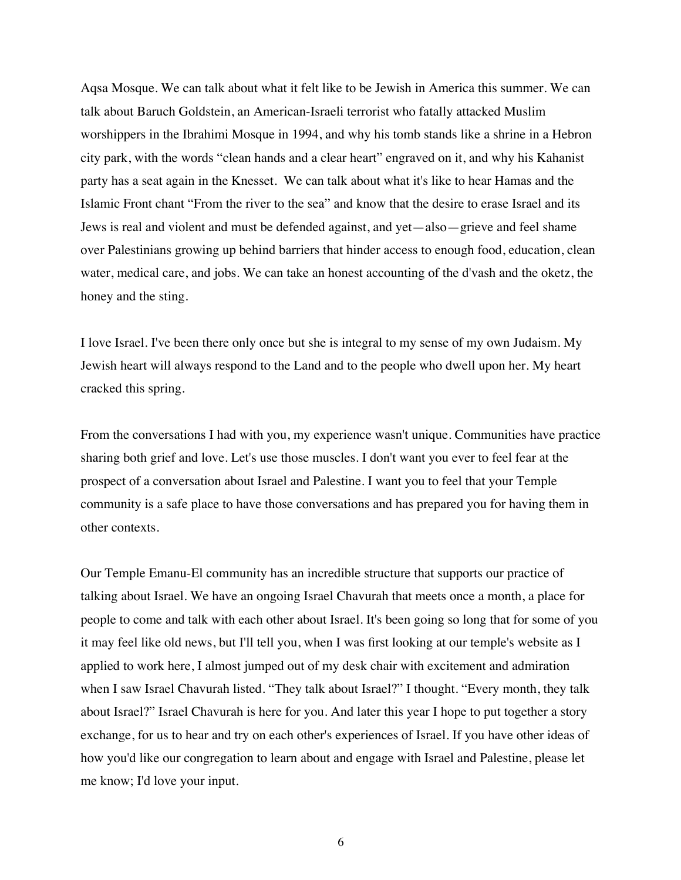Aqsa Mosque. We can talk about what it felt like to be Jewish in America this summer. We can talk about Baruch Goldstein, an American-Israeli terrorist who fatally attacked Muslim worshippers in the Ibrahimi Mosque in 1994, and why his tomb stands like a shrine in a Hebron city park, with the words "clean hands and a clear heart" engraved on it, and why his Kahanist party has a seat again in the Knesset. We can talk about what it's like to hear Hamas and the Islamic Front chant "From the river to the sea" and know that the desire to erase Israel and its Jews is real and violent and must be defended against, and yet—also—grieve and feel shame over Palestinians growing up behind barriers that hinder access to enough food, education, clean water, medical care, and jobs. We can take an honest accounting of the d'vash and the oketz, the honey and the sting.

I love Israel. I've been there only once but she is integral to my sense of my own Judaism. My Jewish heart will always respond to the Land and to the people who dwell upon her. My heart cracked this spring.

From the conversations I had with you, my experience wasn't unique. Communities have practice sharing both grief and love. Let's use those muscles. I don't want you ever to feel fear at the prospect of a conversation about Israel and Palestine. I want you to feel that your Temple community is a safe place to have those conversations and has prepared you for having them in other contexts.

Our Temple Emanu-El community has an incredible structure that supports our practice of talking about Israel. We have an ongoing Israel Chavurah that meets once a month, a place for people to come and talk with each other about Israel. It's been going so long that for some of you it may feel like old news, but I'll tell you, when I was first looking at our temple's website as I applied to work here, I almost jumped out of my desk chair with excitement and admiration when I saw Israel Chavurah listed. "They talk about Israel?" I thought. "Every month, they talk about Israel?" Israel Chavurah is here for you. And later this year I hope to put together a story exchange, for us to hear and try on each other's experiences of Israel. If you have other ideas of how you'd like our congregation to learn about and engage with Israel and Palestine, please let me know; I'd love your input.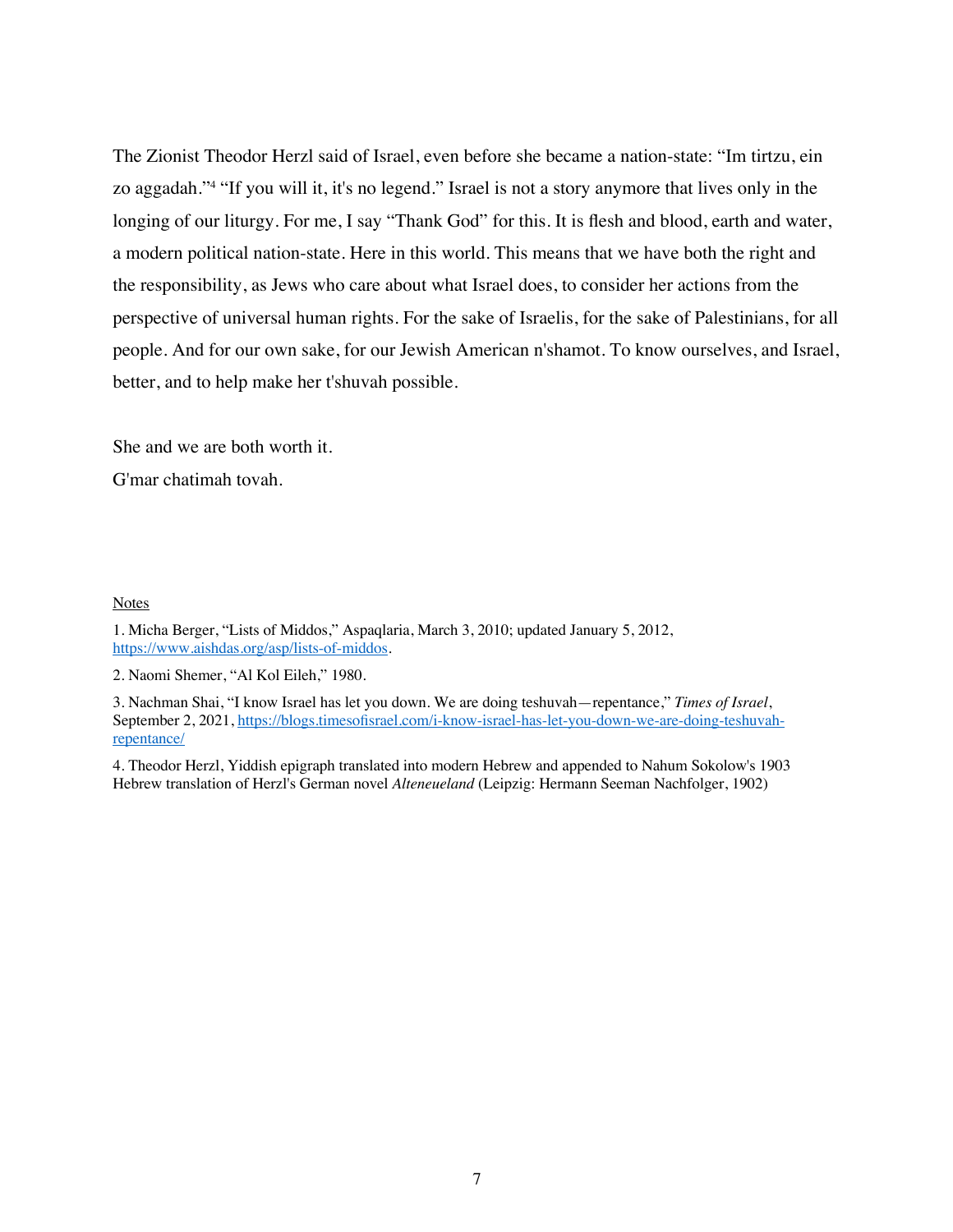The Zionist Theodor Herzl said of Israel, even before she became a nation-state: "Im tirtzu, ein zo aggadah."[4] "If you will it, it's no legend." Israel is not a story anymore that lives only in the longing of our liturgy. For me, I say "Thank God" for this. It is flesh and blood, earth and water, a modern political nation-state. Here in this world. This means that we have both the right and the responsibility, as Jews who care about what Israel does, to consider her actions from the perspective of universal human rights. For the sake of Israelis, for the sake of Palestinians, for all people. And for our own sake, for our Jewish American n'shamot. To know ourselves, and Israel, better, and to help make her t'shuvah possible.

She and we are both worth it.
G'mar chatimah tovah.

Notes

1. Micha Berger, "Lists of Middos," Aspaqlaria, March 3, 2010; updated January 5, 2012, https://www.aishdas.org/asp/lists-of-middos.

2. Naomi Shemer, "Al Kol Eileh," 1980.

3. Nachman Shai, "I know Israel has let you down. We are doing teshuvah—repentance," *Times of Israel*, September 2, 2021, https://blogs.timesofisrael.com/i-know-israel-has-let-you-down-we-are-doing-teshuvah-repentance/

4. Theodor Herzl, Yiddish epigraph translated into modern Hebrew and appended to Nahum Sokolow's 1903 Hebrew translation of Herzl's German novel *Alteneueland* (Leipzig: Hermann Seeman Nachfolger, 1902)